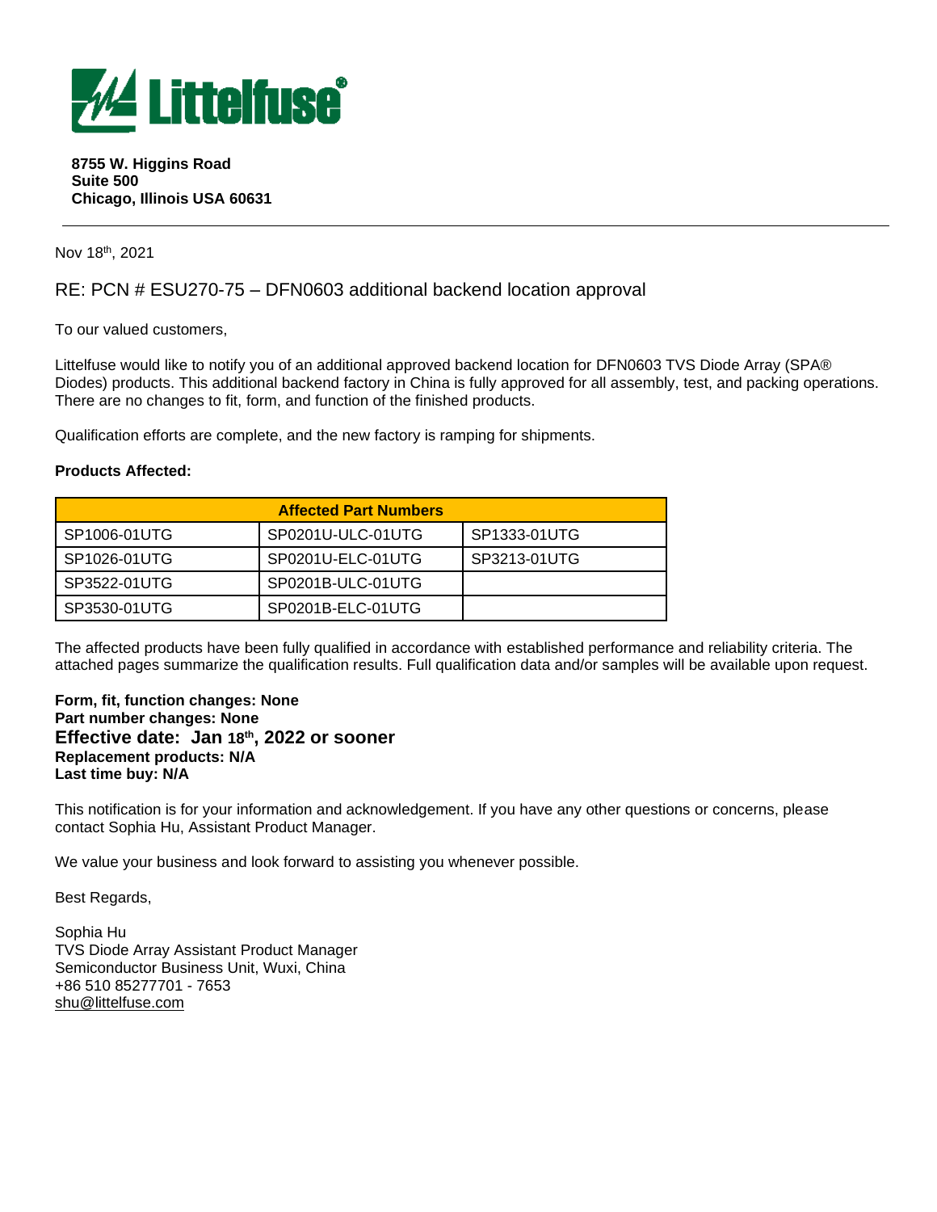**Littelfuse®**

**8755 W. Higgins Road**
**Suite 500**
**Chicago, Illinois USA 60631**

---

Nov 18th, 2021

## RE: PCN # ESU270-75 – DFN0603 additional backend location approval

To our valued customers,

Littelfuse would like to notify you of an additional approved backend location for DFN0603 TVS Diode Array (SPA® Diodes) products. This additional backend factory in China is fully approved for all assembly, test, and packing operations. There are no changes to fit, form, and function of the finished products.

Qualification efforts are complete, and the new factory is ramping for shipments.

**Products Affected:**

| Affected Part Numbers | | |
|---|---|---|
| SP1006-01UTG | SP0201U-ULC-01UTG | SP1333-01UTG |
| SP1026-01UTG | SP0201U-ELC-01UTG | SP3213-01UTG |
| SP3522-01UTG | SP0201B-ULC-01UTG | |
| SP3530-01UTG | SP0201B-ELC-01UTG | |

The affected products have been fully qualified in accordance with established performance and reliability criteria. The attached pages summarize the qualification results. Full qualification data and/or samples will be available upon request.

**Form, fit, function changes: None**
**Part number changes: None**
**Effective date: Jan 18th, 2022 or sooner**
**Replacement products: N/A**
**Last time buy: N/A**

This notification is for your information and acknowledgement. If you have any other questions or concerns, please contact Sophia Hu, Assistant Product Manager.

We value your business and look forward to assisting you whenever possible.

Best Regards,

Sophia Hu
TVS Diode Array Assistant Product Manager
Semiconductor Business Unit, Wuxi, China
+86 510 85277701 - 7653
shu@littelfuse.com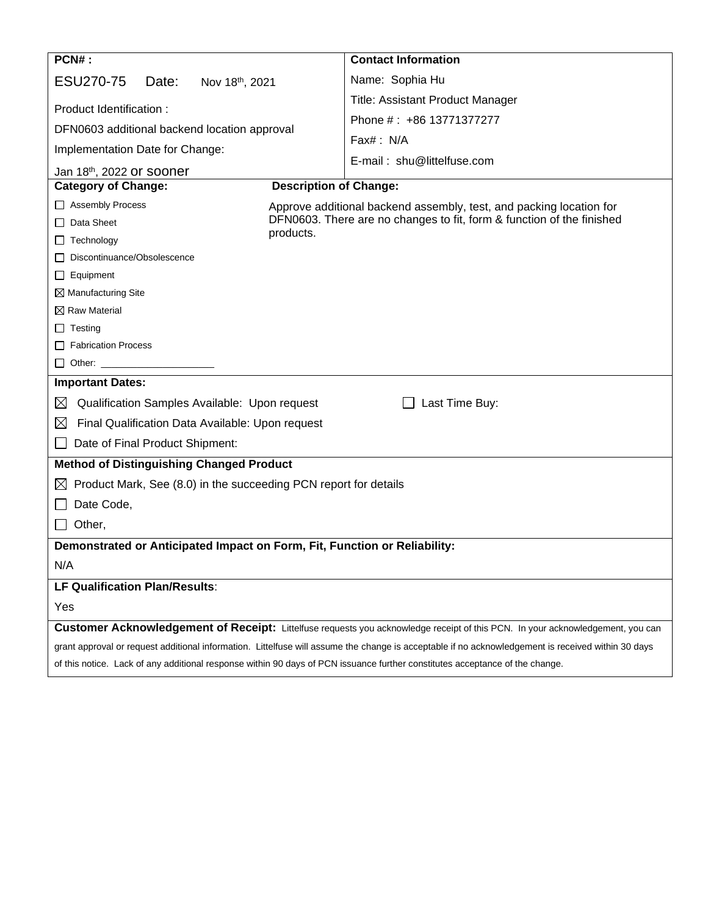| **PCN# :** | **Contact Information** |
|---|---|
| ESU270-75 Date: Nov 18th, 2021 | Name: Sophia Hu |
| Product Identification : | Title: Assistant Product Manager |
| DFN0603 additional backend location approval | Phone # : +86 13771377277 |
| Implementation Date for Change: | Fax# : N/A |
| Jan 18th, 2022 or sooner | E-mail : shu@littelfuse.com |

**Category of Change:**

- ☐ Assembly Process
- ☐ Data Sheet
- ☐ Technology
- ☐ Discontinuance/Obsolescence
- ☐ Equipment
- ☒ Manufacturing Site
- ☒ Raw Material
- ☐ Testing
- ☐ Fabrication Process
- ☐ Other: ____________________

**Description of Change:**

Approve additional backend assembly, test, and packing location for DFN0603. There are no changes to fit, form & function of the finished products.

**Important Dates:**

- ☒ Qualification Samples Available: Upon request
- ☐ Last Time Buy:
- ☒ Final Qualification Data Available: Upon request
- ☐ Date of Final Product Shipment:

**Method of Distinguishing Changed Product**

- ☒ Product Mark, See (8.0) in the succeeding PCN report for details
- ☐ Date Code,
- ☐ Other,

**Demonstrated or Anticipated Impact on Form, Fit, Function or Reliability:**

N/A

**LF Qualification Plan/Results**:

Yes

**Customer Acknowledgement of Receipt:** Littelfuse requests you acknowledge receipt of this PCN. In your acknowledgement, you can grant approval or request additional information. Littelfuse will assume the change is acceptable if no acknowledgement is received within 30 days of this notice. Lack of any additional response within 90 days of PCN issuance further constitutes acceptance of the change.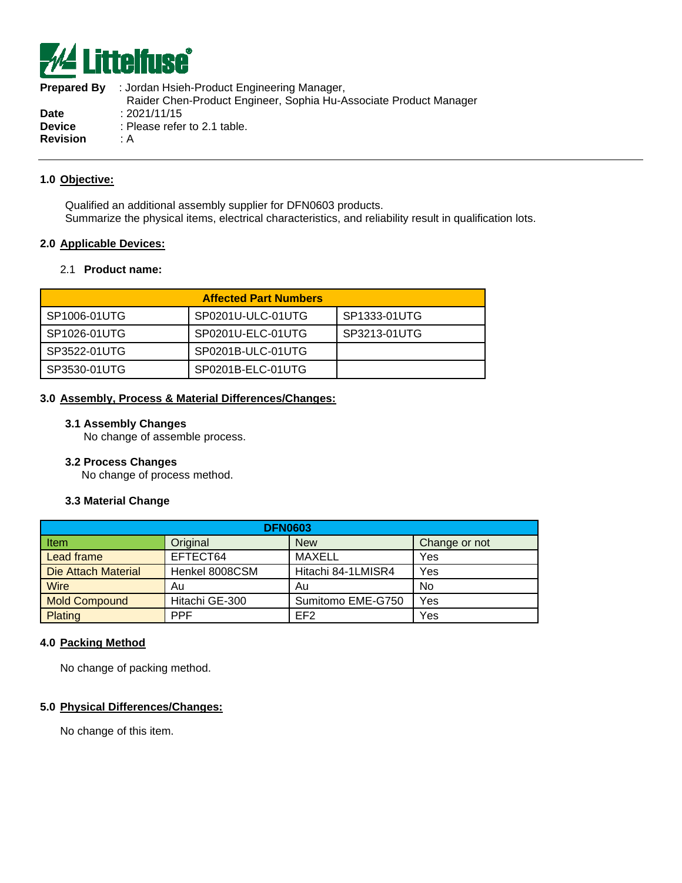**Littelfuse**

**Prepared By** : Jordan Hsieh-Product Engineering Manager,
Raider Chen-Product Engineer, Sophia Hu-Associate Product Manager
**Date** : 2021/11/15
**Device** : Please refer to 2.1 table.
**Revision** : A

---

## 1.0 Objective:

Qualified an additional assembly supplier for DFN0603 products.
Summarize the physical items, electrical characteristics, and reliability result in qualification lots.

## 2.0 Applicable Devices:

### 2.1 Product name:

| Affected Part Numbers | | |
|---|---|---|
| SP1006-01UTG | SP0201U-ULC-01UTG | SP1333-01UTG |
| SP1026-01UTG | SP0201U-ELC-01UTG | SP3213-01UTG |
| SP3522-01UTG | SP0201B-ULC-01UTG | |
| SP3530-01UTG | SP0201B-ELC-01UTG | |

## 3.0 Assembly, Process & Material Differences/Changes:

### 3.1 Assembly Changes

No change of assemble process.

### 3.2 Process Changes

No change of process method.

### 3.3 Material Change

| DFN0603 | | | |
|---|---|---|---|
| Item | Original | New | Change or not |
| Lead frame | EFTECT64 | MAXELL | Yes |
| Die Attach Material | Henkel 8008CSM | Hitachi 84-1LMISR4 | Yes |
| Wire | Au | Au | No |
| Mold Compound | Hitachi GE-300 | Sumitomo EME-G750 | Yes |
| Plating | PPF | EF2 | Yes |

## 4.0 Packing Method

No change of packing method.

## 5.0 Physical Differences/Changes:

No change of this item.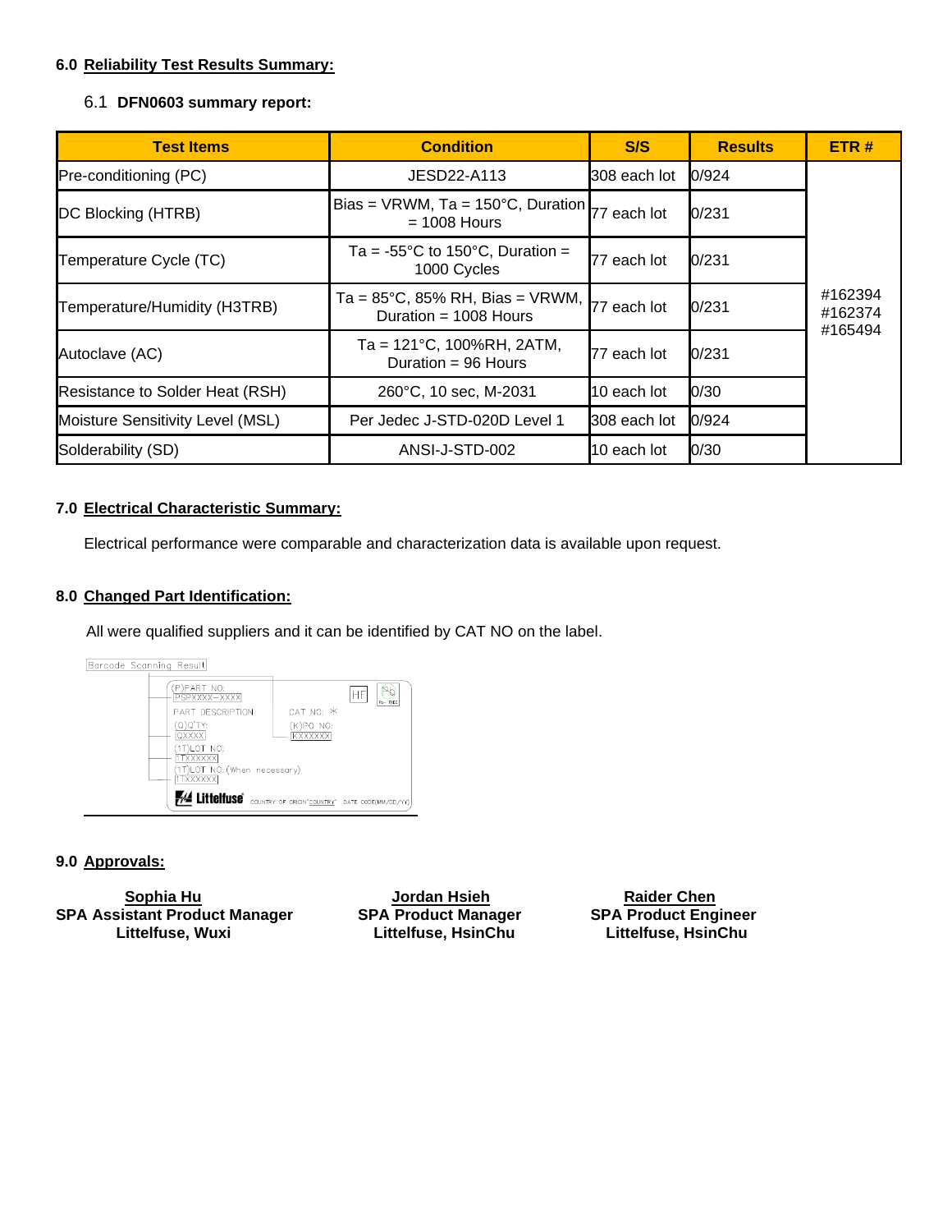## 6.0 Reliability Test Results Summary:

### 6.1 DFN0603 summary report:

| Test Items | Condition | S/S | Results | ETR # |
|---|---|---|---|---|
| Pre-conditioning (PC) | JESD22-A113 | 308 each lot | 0/924 | #162394 #162374 #165494 |
| DC Blocking (HTRB) | Bias = VRWM, Ta = 150°C, Duration = 1008 Hours | 77 each lot | 0/231 | |
| Temperature Cycle (TC) | Ta = -55°C to 150°C, Duration = 1000 Cycles | 77 each lot | 0/231 | |
| Temperature/Humidity (H3TRB) | Ta = 85°C, 85% RH, Bias = VRWM, Duration = 1008 Hours | 77 each lot | 0/231 | |
| Autoclave (AC) | Ta = 121°C, 100%RH, 2ATM, Duration = 96 Hours | 77 each lot | 0/231 | |
| Resistance to Solder Heat (RSH) | 260°C, 10 sec, M-2031 | 10 each lot | 0/30 | |
| Moisture Sensitivity Level (MSL) | Per Jedec J-STD-020D Level 1 | 308 each lot | 0/924 | |
| Solderability (SD) | ANSI-J-STD-002 | 10 each lot | 0/30 | |

## 7.0 Electrical Characteristic Summary:

Electrical performance were comparable and characterization data is available upon request.

## 8.0 Changed Part Identification:

All were qualified suppliers and it can be identified by CAT NO on the label.

Barcode Scanning Result

(P)PART NO: PSPXXXX-XXXX
PART DESCRIPTION
CAT NO: *
(Q)Q'TY: QXXXX
(K)PO NO: KXXXXXX
(1T)LOT NO: 1TXXXXXX
(1T)LOT NO:(When necessary) 1TXXXXXX
Littelfuse COUNTRY OF ORIGIN"COUNTRY" DATE CODE(MM/DD/YY)

## 9.0 Approvals:

**Sophia Hu**
**SPA Assistant Product Manager**
**Littelfuse, Wuxi**

**Jordan Hsieh**
**SPA Product Manager**
**Littelfuse, HsinChu**

**Raider Chen**
**SPA Product Engineer**
**Littelfuse, HsinChu**